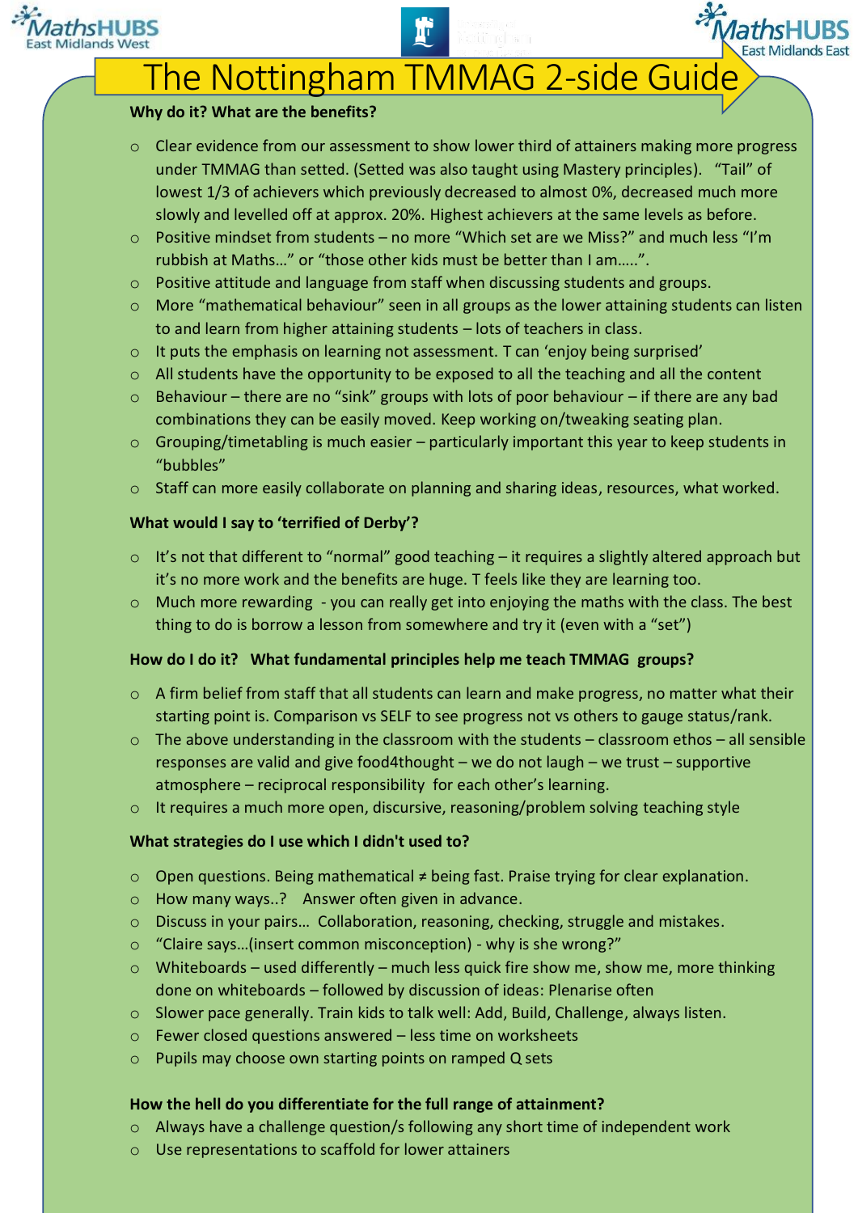# The Nottingham TMMAG 2-side Guide

**Why do it? What are the benefits?**

- Clear evidence from our assessment to show lower third of attainers making more progress under TMMAG than setted. (Setted was also taught using Mastery principles). "Tail" of lowest 1/3 of achievers which previously decreased to almost 0%, decreased much more slowly and levelled off at approx. 20%. Highest achievers at the same levels as before.
- Positive mindset from students – no more "Which set are we Miss?" and much less "I'm rubbish at Maths…" or "those other kids must be better than I am…..".
- Positive attitude and language from staff when discussing students and groups.
- More "mathematical behaviour" seen in all groups as the lower attaining students can listen to and learn from higher attaining students – lots of teachers in class.
- It puts the emphasis on learning not assessment. T can 'enjoy being surprised'
- All students have the opportunity to be exposed to all the teaching and all the content
- Behaviour – there are no "sink" groups with lots of poor behaviour – if there are any bad combinations they can be easily moved. Keep working on/tweaking seating plan.
- Grouping/timetabling is much easier – particularly important this year to keep students in "bubbles"
- Staff can more easily collaborate on planning and sharing ideas, resources, what worked.

**What would I say to 'terrified of Derby'?**

- It's not that different to "normal" good teaching – it requires a slightly altered approach but it's no more work and the benefits are huge. T feels like they are learning too.
- Much more rewarding - you can really get into enjoying the maths with the class. The best thing to do is borrow a lesson from somewhere and try it (even with a "set")

**How do I do it? What fundamental principles help me teach TMMAG groups?**

- A firm belief from staff that all students can learn and make progress, no matter what their starting point is. Comparison vs SELF to see progress not vs others to gauge status/rank.
- The above understanding in the classroom with the students – classroom ethos – all sensible responses are valid and give food4thought – we do not laugh – we trust – supportive atmosphere – reciprocal responsibility for each other's learning.
- It requires a much more open, discursive, reasoning/problem solving teaching style

**What strategies do I use which I didn't used to?**

- Open questions. Being mathematical ≠ being fast. Praise trying for clear explanation.
- How many ways..? Answer often given in advance.
- Discuss in your pairs… Collaboration, reasoning, checking, struggle and mistakes.
- "Claire says…(insert common misconception) - why is she wrong?"
- Whiteboards – used differently – much less quick fire show me, show me, more thinking done on whiteboards – followed by discussion of ideas: Plenarise often
- Slower pace generally. Train kids to talk well: Add, Build, Challenge, always listen.
- Fewer closed questions answered – less time on worksheets
- Pupils may choose own starting points on ramped Q sets

**How the hell do you differentiate for the full range of attainment?**

- Always have a challenge question/s following any short time of independent work
- Use representations to scaffold for lower attainers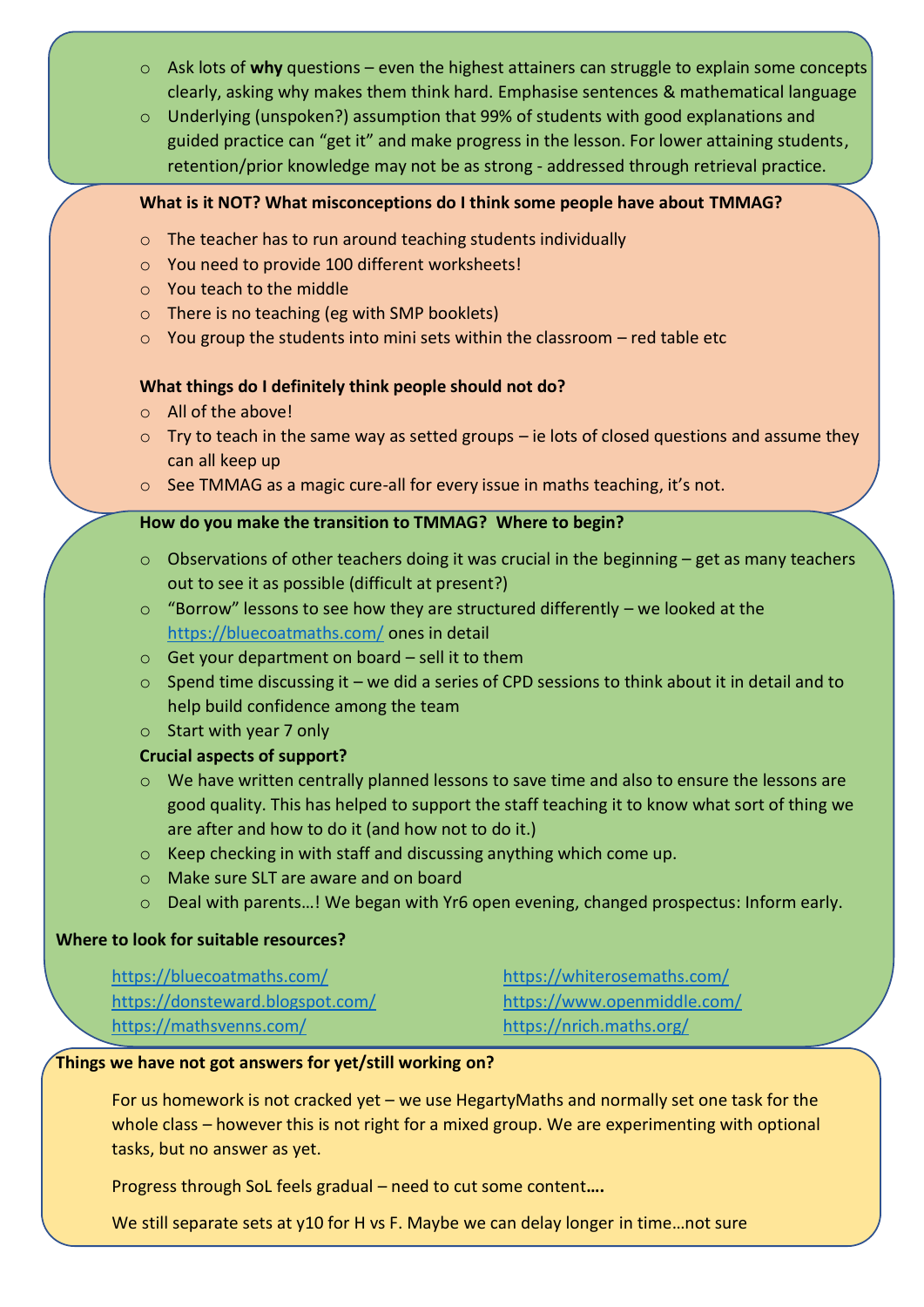- Ask lots of **why** questions – even the highest attainers can struggle to explain some concepts clearly, asking why makes them think hard. Emphasise sentences & mathematical language
- Underlying (unspoken?) assumption that 99% of students with good explanations and guided practice can "get it" and make progress in the lesson. For lower attaining students, retention/prior knowledge may not be as strong - addressed through retrieval practice.

**What is it NOT? What misconceptions do I think some people have about TMMAG?**

- The teacher has to run around teaching students individually
- You need to provide 100 different worksheets!
- You teach to the middle
- There is no teaching (eg with SMP booklets)
- You group the students into mini sets within the classroom – red table etc

**What things do I definitely think people should not do?**

- All of the above!
- Try to teach in the same way as setted groups – ie lots of closed questions and assume they can all keep up
- See TMMAG as a magic cure-all for every issue in maths teaching, it's not.

**How do you make the transition to TMMAG? Where to begin?**

- Observations of other teachers doing it was crucial in the beginning – get as many teachers out to see it as possible (difficult at present?)
- "Borrow" lessons to see how they are structured differently – we looked at the https://bluecoatmaths.com/ ones in detail
- Get your department on board – sell it to them
- Spend time discussing it – we did a series of CPD sessions to think about it in detail and to help build confidence among the team
- Start with year 7 only

**Crucial aspects of support?**

- We have written centrally planned lessons to save time and also to ensure the lessons are good quality. This has helped to support the staff teaching it to know what sort of thing we are after and how to do it (and how not to do it.)
- Keep checking in with staff and discussing anything which come up.
- Make sure SLT are aware and on board
- Deal with parents…! We began with Yr6 open evening, changed prospectus: Inform early.

**Where to look for suitable resources?**

https://bluecoatmaths.com/
https://donsteward.blogspot.com/
https://mathsvenns.com/
https://whiterosemaths.com/
https://www.openmiddle.com/
https://nrich.maths.org/

**Things we have not got answers for yet/still working on?**

For us homework is not cracked yet – we use HegartyMaths and normally set one task for the whole class – however this is not right for a mixed group. We are experimenting with optional tasks, but no answer as yet.

Progress through SoL feels gradual – need to cut some content**….**

We still separate sets at y10 for H vs F. Maybe we can delay longer in time…not sure